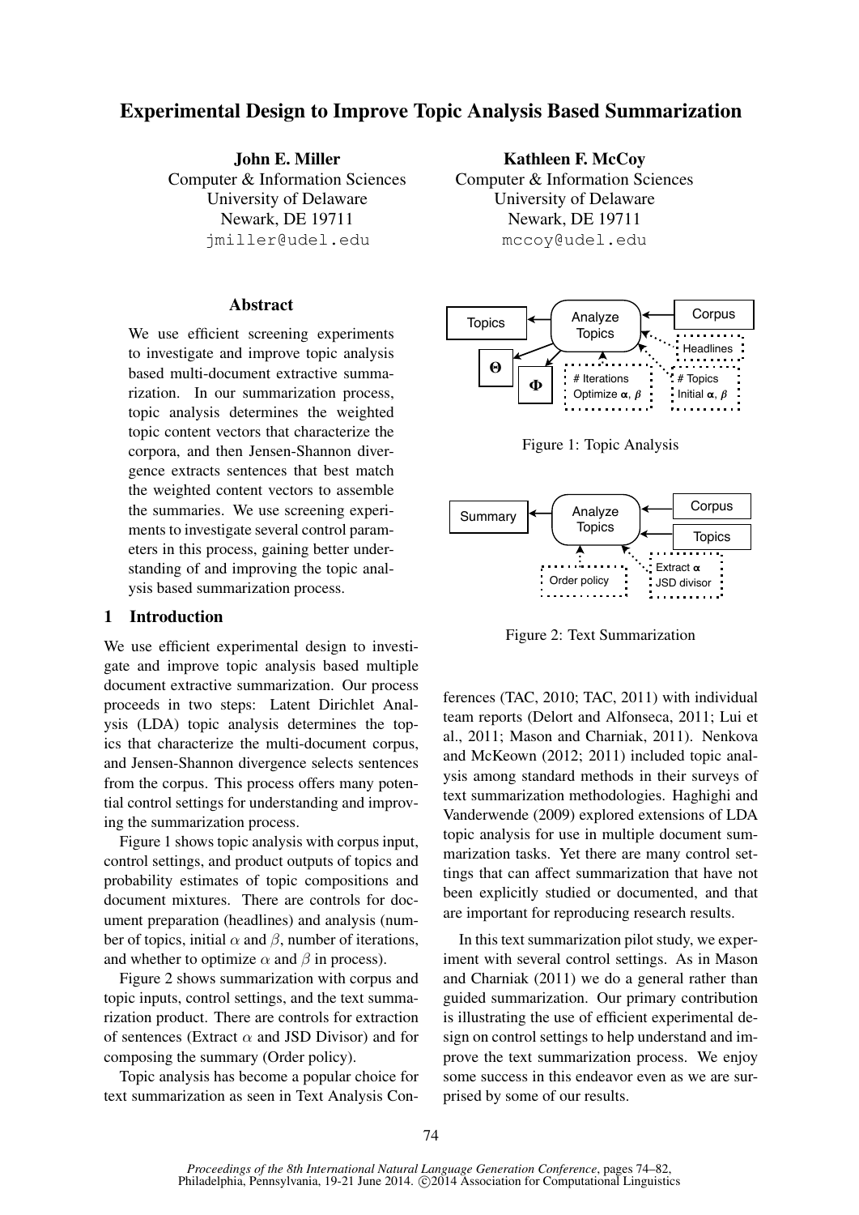# Experimental Design to Improve Topic Analysis Based Summarization

**John E. Miller**
Computer & Information Sciences
University of Delaware
Newark, DE 19711
jmiller@udel.edu

**Kathleen F. McCoy**
Computer & Information Sciences
University of Delaware
Newark, DE 19711
mccoy@udel.edu

## Abstract

We use efficient screening experiments to investigate and improve topic analysis based multi-document extractive summarization. In our summarization process, topic analysis determines the weighted topic content vectors that characterize the corpora, and then Jensen-Shannon divergence extracts sentences that best match the weighted content vectors to assemble the summaries. We use screening experiments to investigate several control parameters in this process, gaining better understanding of and improving the topic analysis based summarization process.

## 1 Introduction

We use efficient experimental design to investigate and improve topic analysis based multiple document extractive summarization. Our process proceeds in two steps: Latent Dirichlet Analysis (LDA) topic analysis determines the topics that characterize the multi-document corpus, and Jensen-Shannon divergence selects sentences from the corpus. This process offers many potential control settings for understanding and improving the summarization process.

Figure 1 shows topic analysis with corpus input, control settings, and product outputs of topics and probability estimates of topic compositions and document mixtures. There are controls for document preparation (headlines) and analysis (number of topics, initial $\alpha$ and $\beta$, number of iterations, and whether to optimize $\alpha$ and $\beta$ in process).

Figure 2 shows summarization with corpus and topic inputs, control settings, and the text summarization product. There are controls for extraction of sentences (Extract $\alpha$ and JSD Divisor) and for composing the summary (Order policy).

Topic analysis has become a popular choice for text summarization as seen in Text Analysis Conferences (TAC, 2010; TAC, 2011) with individual team reports (Delort and Alfonseca, 2011; Lui et al., 2011; Mason and Charniak, 2011). Nenkova and McKeown (2012; 2011) included topic analysis among standard methods in their surveys of text summarization methodologies. Haghighi and Vanderwende (2009) explored extensions of LDA topic analysis for use in multiple document summarization tasks. Yet there are many control settings that can affect summarization that have not been explicitly studied or documented, and that are important for reproducing research results.

In this text summarization pilot study, we experiment with several control settings. As in Mason and Charniak (2011) we do a general rather than guided summarization. Our primary contribution is illustrating the use of efficient experimental design on control settings to help understand and improve the text summarization process. We enjoy some success in this endeavor even as we are surprised by some of our results.

Figure 1: Topic Analysis

Figure 2: Text Summarization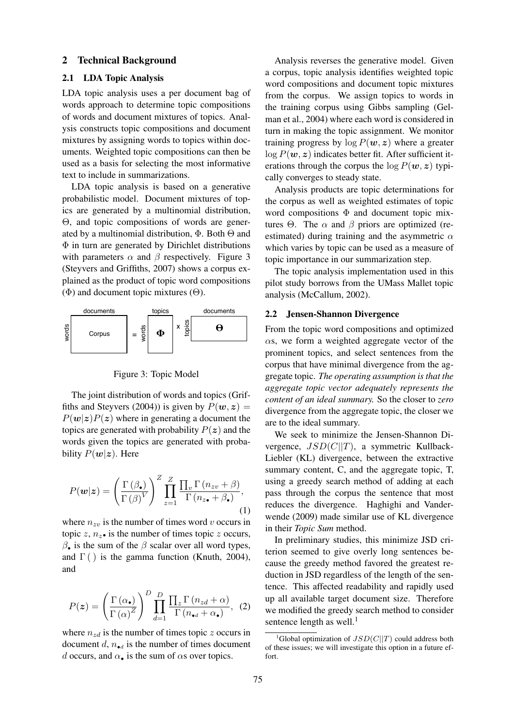## 2 Technical Background

### 2.1 LDA Topic Analysis

LDA topic analysis uses a per document bag of words approach to determine topic compositions of words and document mixtures of topics. Analysis constructs topic compositions and document mixtures by assigning words to topics within documents. Weighted topic compositions can then be used as a basis for selecting the most informative text to include in summarizations.

LDA topic analysis is based on a generative probabilistic model. Document mixtures of topics are generated by a multinomial distribution, $\Theta$, and topic compositions of words are generated by a multinomial distribution, $\Phi$. Both $\Theta$ and $\Phi$ in turn are generated by Dirichlet distributions with parameters $\alpha$ and $\beta$ respectively. Figure 3 (Steyvers and Griffiths, 2007) shows a corpus explained as the product of topic word compositions ($\Phi$) and document topic mixtures ($\Theta$).

Figure 3: Topic Model

The joint distribution of words and topics (Griffiths and Steyvers (2004)) is given by $P(\boldsymbol{w}, \boldsymbol{z}) = P(\boldsymbol{w}|\boldsymbol{z})P(\boldsymbol{z})$ where in generating a document the topics are generated with probability $P(\boldsymbol{z})$ and the words given the topics are generated with probability $P(\boldsymbol{w}|\boldsymbol{z})$. Here

$$P(\boldsymbol{w}|\boldsymbol{z}) = \left( \frac{\Gamma(\beta_\bullet)}{\Gamma(\beta)^V} \right)^Z \prod_{z=1}^{Z} \frac{\prod_v \Gamma(n_{zv} + \beta)}{\Gamma(n_{z\bullet} + \beta_\bullet)}, \quad (1)$$

where $n_{zv}$ is the number of times word $v$ occurs in topic $z$, $n_{z\bullet}$ is the number of times topic $z$ occurs, $\beta_\bullet$ is the sum of the $\beta$ scalar over all word types, and $\Gamma(\,)$ is the gamma function (Knuth, 2004), and

$$P(\boldsymbol{z}) = \left( \frac{\Gamma(\alpha_\bullet)}{\Gamma(\alpha)^Z} \right)^D \prod_{d=1}^{D} \frac{\prod_z \Gamma(n_{zd} + \alpha)}{\Gamma(n_{\bullet d} + \alpha_\bullet)}, \quad (2)$$

where $n_{zd}$ is the number of times topic $z$ occurs in document $d$, $n_{\bullet d}$ is the number of times document $d$ occurs, and $\alpha_\bullet$ is the sum of $\alpha$s over topics.

Analysis reverses the generative model. Given a corpus, topic analysis identifies weighted topic word compositions and document topic mixtures from the corpus. We assign topics to words in the training corpus using Gibbs sampling (Gelman et al., 2004) where each word is considered in turn in making the topic assignment. We monitor training progress by $\log P(\boldsymbol{w}, \boldsymbol{z})$ where a greater $\log P(\boldsymbol{w}, \boldsymbol{z})$ indicates better fit. After sufficient iterations through the corpus the $\log P(\boldsymbol{w}, \boldsymbol{z})$ typically converges to steady state.

Analysis products are topic determinations for the corpus as well as weighted estimates of topic word compositions $\Phi$ and document topic mixtures $\Theta$. The $\alpha$ and $\beta$ priors are optimized (re-estimated) during training and the asymmetric $\alpha$ which varies by topic can be used as a measure of topic importance in our summarization step.

The topic analysis implementation used in this pilot study borrows from the UMass Mallet topic analysis (McCallum, 2002).

### 2.2 Jensen-Shannon Divergence

From the topic word compositions and optimized $\alpha$s, we form a weighted aggregate vector of the prominent topics, and select sentences from the corpus that have minimal divergence from the aggregate topic. *The operating assumption is that the aggregate topic vector adequately represents the content of an ideal summary.* So the closer to *zero* divergence from the aggregate topic, the closer we are to the ideal summary.

We seek to minimize the Jensen-Shannon Divergence, $JSD(C||T)$, a symmetric Kullback-Liebler (KL) divergence, between the extractive summary content, C, and the aggregate topic, T, using a greedy search method of adding at each pass through the corpus the sentence that most reduces the divergence. Haghighi and Vanderwende (2009) made similar use of KL divergence in their *Topic Sum* method.

In preliminary studies, this minimize JSD criterion seemed to give overly long sentences because the greedy method favored the greatest reduction in JSD regardless of the length of the sentence. This affected readability and rapidly used up all available target document size. Therefore we modified the greedy search method to consider sentence length as well.[1]

[1]Global optimization of $JSD(C||T)$ could address both of these issues; we will investigate this option in a future effort.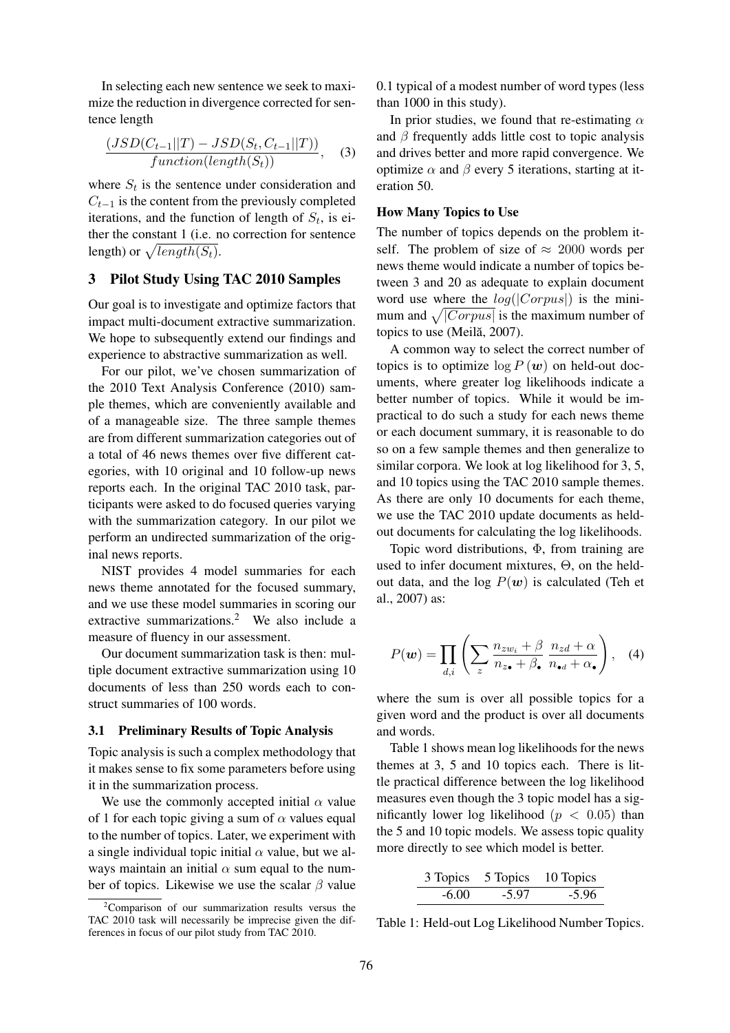In selecting each new sentence we seek to maximize the reduction in divergence corrected for sentence length

$$\frac{(JSD(C_{t-1}||T) - JSD(S_t, C_{t-1}||T))}{function(length(S_t))}, \quad (3)$$

where $S_t$ is the sentence under consideration and $C_{t-1}$ is the content from the previously completed iterations, and the function of length of $S_t$, is either the constant 1 (i.e. no correction for sentence length) or $\sqrt{length(S_t)}$.

## 3 Pilot Study Using TAC 2010 Samples

Our goal is to investigate and optimize factors that impact multi-document extractive summarization. We hope to subsequently extend our findings and experience to abstractive summarization as well.

For our pilot, we've chosen summarization of the 2010 Text Analysis Conference (2010) sample themes, which are conveniently available and of a manageable size. The three sample themes are from different summarization categories out of a total of 46 news themes over five different categories, with 10 original and 10 follow-up news reports each. In the original TAC 2010 task, participants were asked to do focused queries varying with the summarization category. In our pilot we perform an undirected summarization of the original news reports.

NIST provides 4 model summaries for each news theme annotated for the focused summary, and we use these model summaries in scoring our extractive summarizations.[2] We also include a measure of fluency in our assessment.

Our document summarization task is then: multiple document extractive summarization using 10 documents of less than 250 words each to construct summaries of 100 words.

### 3.1 Preliminary Results of Topic Analysis

Topic analysis is such a complex methodology that it makes sense to fix some parameters before using it in the summarization process.

We use the commonly accepted initial $\alpha$ value of 1 for each topic giving a sum of $\alpha$ values equal to the number of topics. Later, we experiment with a single individual topic initial $\alpha$ value, but we always maintain an initial $\alpha$ sum equal to the number of topics. Likewise we use the scalar $\beta$ value 0.1 typical of a modest number of word types (less than 1000 in this study).

In prior studies, we found that re-estimating $\alpha$ and $\beta$ frequently adds little cost to topic analysis and drives better and more rapid convergence. We optimize $\alpha$ and $\beta$ every 5 iterations, starting at iteration 50.

**How Many Topics to Use**

The number of topics depends on the problem itself. The problem of size of $\approx$ 2000 words per news theme would indicate a number of topics between 3 and 20 as adequate to explain document word use where the $log(|Corpus|)$ is the minimum and $\sqrt{|Corpus|}$ is the maximum number of topics to use (Meilă, 2007).

A common way to select the correct number of topics is to optimize $\log P(\boldsymbol{w})$ on held-out documents, where greater log likelihoods indicate a better number of topics. While it would be impractical to do such a study for each news theme or each document summary, it is reasonable to do so on a few sample themes and then generalize to similar corpora. We look at log likelihood for 3, 5, and 10 topics using the TAC 2010 sample themes. As there are only 10 documents for each theme, we use the TAC 2010 update documents as held-out documents for calculating the log likelihoods.

Topic word distributions, $\Phi$, from training are used to infer document mixtures, $\Theta$, on the held-out data, and the log $P(\boldsymbol{w})$ is calculated (Teh et al., 2007) as:

$$P(\boldsymbol{w}) = \prod_{d,i} \left( \sum_{z} \frac{n_{zw_i} + \beta}{n_{z\bullet} + \beta_{\bullet}} \frac{n_{zd} + \alpha}{n_{\bullet d} + \alpha_{\bullet}} \right), \quad (4)$$

where the sum is over all possible topics for a given word and the product is over all documents and words.

Table 1 shows mean log likelihoods for the news themes at 3, 5 and 10 topics each. There is little practical difference between the log likelihood measures even though the 3 topic model has a significantly lower log likelihood ($p < 0.05$) than the 5 and 10 topic models. We assess topic quality more directly to see which model is better.

| 3 Topics | 5 Topics | 10 Topics |
|---|---|---|
| -6.00 | -5.97 | -5.96 |

Table 1: Held-out Log Likelihood Number Topics.

[2] Comparison of our summarization results versus the TAC 2010 task will necessarily be imprecise given the differences in focus of our pilot study from TAC 2010.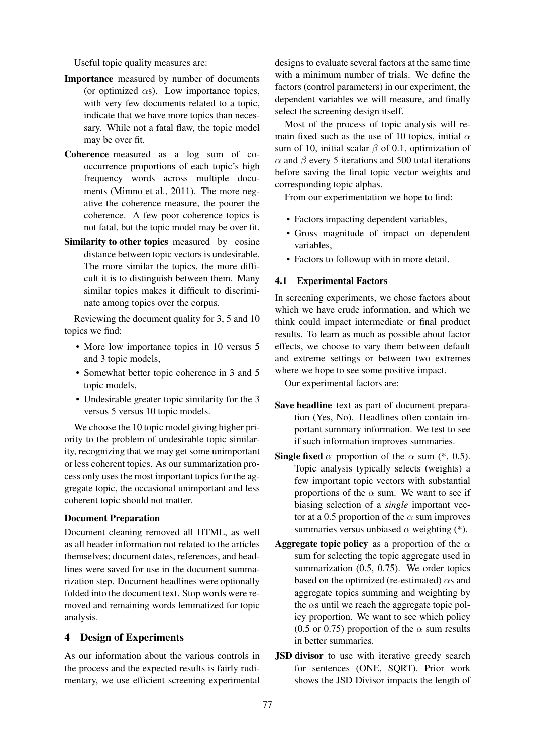Useful topic quality measures are:

**Importance** measured by number of documents (or optimized $\alpha$s). Low importance topics, with very few documents related to a topic, indicate that we have more topics than necessary. While not a fatal flaw, the topic model may be over fit.

**Coherence** measured as a log sum of co-occurrence proportions of each topic's high frequency words across multiple documents (Mimno et al., 2011). The more negative the coherence measure, the poorer the coherence. A few poor coherence topics is not fatal, but the topic model may be over fit.

**Similarity to other topics** measured by cosine distance between topic vectors is undesirable. The more similar the topics, the more difficult it is to distinguish between them. Many similar topics makes it difficult to discriminate among topics over the corpus.

Reviewing the document quality for 3, 5 and 10 topics we find:

- More low importance topics in 10 versus 5 and 3 topic models,
- Somewhat better topic coherence in 3 and 5 topic models,
- Undesirable greater topic similarity for the 3 versus 5 versus 10 topic models.

We choose the 10 topic model giving higher priority to the problem of undesirable topic similarity, recognizing that we may get some unimportant or less coherent topics. As our summarization process only uses the most important topics for the aggregate topic, the occasional unimportant and less coherent topic should not matter.

**Document Preparation**

Document cleaning removed all HTML, as well as all header information not related to the articles themselves; document dates, references, and headlines were saved for use in the document summarization step. Document headlines were optionally folded into the document text. Stop words were removed and remaining words lemmatized for topic analysis.

# 4 Design of Experiments

As our information about the various controls in the process and the expected results is fairly rudimentary, we use efficient screening experimental designs to evaluate several factors at the same time with a minimum number of trials. We define the factors (control parameters) in our experiment, the dependent variables we will measure, and finally select the screening design itself.

Most of the process of topic analysis will remain fixed such as the use of 10 topics, initial $\alpha$ sum of 10, initial scalar $\beta$ of 0.1, optimization of $\alpha$ and $\beta$ every 5 iterations and 500 total iterations before saving the final topic vector weights and corresponding topic alphas.

From our experimentation we hope to find:

- Factors impacting dependent variables,
- Gross magnitude of impact on dependent variables,
- Factors to followup with in more detail.

## 4.1 Experimental Factors

In screening experiments, we chose factors about which we have crude information, and which we think could impact intermediate or final product results. To learn as much as possible about factor effects, we choose to vary them between default and extreme settings or between two extremes where we hope to see some positive impact.

Our experimental factors are:

**Save headline** text as part of document preparation (Yes, No). Headlines often contain important summary information. We test to see if such information improves summaries.

**Single fixed** $\alpha$ proportion of the $\alpha$ sum (*, 0.5). Topic analysis typically selects (weights) a few important topic vectors with substantial proportions of the $\alpha$ sum. We want to see if biasing selection of a *single* important vector at a 0.5 proportion of the $\alpha$ sum improves summaries versus unbiased $\alpha$ weighting (*).

**Aggregate topic policy** as a proportion of the $\alpha$ sum for selecting the topic aggregate used in summarization (0.5, 0.75). We order topics based on the optimized (re-estimated) $\alpha$s and aggregate topics summing and weighting by the $\alpha$s until we reach the aggregate topic policy proportion. We want to see which policy (0.5 or 0.75) proportion of the $\alpha$ sum results in better summaries.

**JSD divisor** to use with iterative greedy search for sentences (ONE, SQRT). Prior work shows the JSD Divisor impacts the length of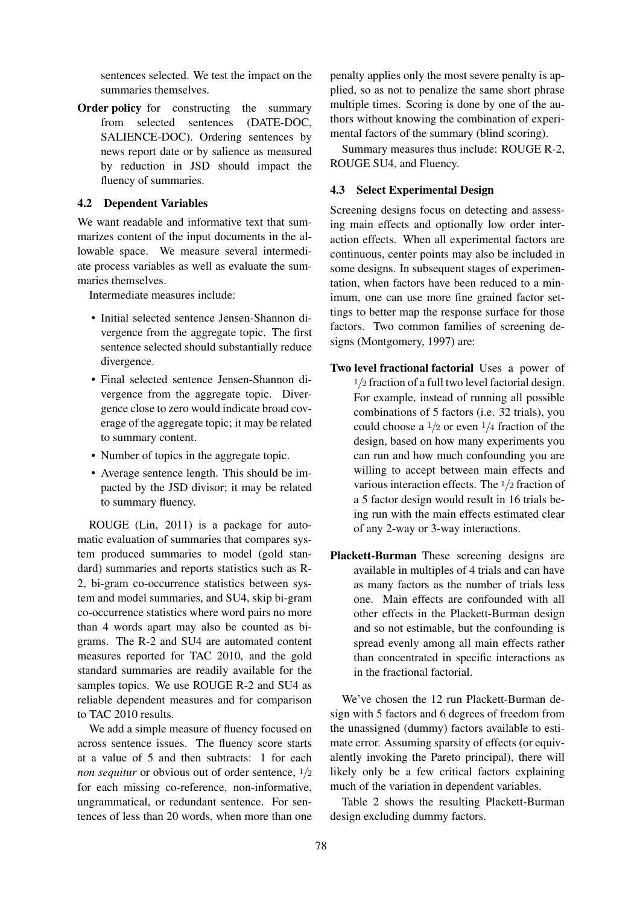sentences selected. We test the impact on the summaries themselves.

**Order policy** for constructing the summary from selected sentences (DATE-DOC, SALIENCE-DOC). Ordering sentences by news report date or by salience as measured by reduction in JSD should impact the fluency of summaries.

### 4.2 Dependent Variables

We want readable and informative text that summarizes content of the input documents in the allowable space. We measure several intermediate process variables as well as evaluate the summaries themselves.

Intermediate measures include:

- Initial selected sentence Jensen-Shannon divergence from the aggregate topic. The first sentence selected should substantially reduce divergence.
- Final selected sentence Jensen-Shannon divergence from the aggregate topic. Divergence close to zero would indicate broad coverage of the aggregate topic; it may be related to summary content.
- Number of topics in the aggregate topic.
- Average sentence length. This should be impacted by the JSD divisor; it may be related to summary fluency.

ROUGE (Lin, 2011) is a package for automatic evaluation of summaries that compares system produced summaries to model (gold standard) summaries and reports statistics such as R-2, bi-gram co-occurrence statistics between system and model summaries, and SU4, skip bi-gram co-occurrence statistics where word pairs no more than 4 words apart may also be counted as bigrams. The R-2 and SU4 are automated content measures reported for TAC 2010, and the gold standard summaries are readily available for the samples topics. We use ROUGE R-2 and SU4 as reliable dependent measures and for comparison to TAC 2010 results.

We add a simple measure of fluency focused on across sentence issues. The fluency score starts at a value of 5 and then subtracts: 1 for each *non sequitur* or obvious out of order sentence, $1/2$ for each missing co-reference, non-informative, ungrammatical, or redundant sentence. For sentences of less than 20 words, when more than one penalty applies only the most severe penalty is applied, so as not to penalize the same short phrase multiple times. Scoring is done by one of the authors without knowing the combination of experimental factors of the summary (blind scoring).

Summary measures thus include: ROUGE R-2, ROUGE SU4, and Fluency.

### 4.3 Select Experimental Design

Screening designs focus on detecting and assessing main effects and optionally low order interaction effects. When all experimental factors are continuous, center points may also be included in some designs. In subsequent stages of experimentation, when factors have been reduced to a minimum, one can use more fine grained factor settings to better map the response surface for those factors. Two common families of screening designs (Montgomery, 1997) are:

**Two level fractional factorial** Uses a power of $1/2$ fraction of a full two level factorial design. For example, instead of running all possible combinations of 5 factors (i.e. 32 trials), you could choose a $1/2$ or even $1/4$ fraction of the design, based on how many experiments you can run and how much confounding you are willing to accept between main effects and various interaction effects. The $1/2$ fraction of a 5 factor design would result in 16 trials being run with the main effects estimated clear of any 2-way or 3-way interactions.

**Plackett-Burman** These screening designs are available in multiples of 4 trials and can have as many factors as the number of trials less one. Main effects are confounded with all other effects in the Plackett-Burman design and so not estimable, but the confounding is spread evenly among all main effects rather than concentrated in specific interactions as in the fractional factorial.

We've chosen the 12 run Plackett-Burman design with 5 factors and 6 degrees of freedom from the unassigned (dummy) factors available to estimate error. Assuming sparsity of effects (or equivalently invoking the Pareto principal), there will likely only be a few critical factors explaining much of the variation in dependent variables.

Table 2 shows the resulting Plackett-Burman design excluding dummy factors.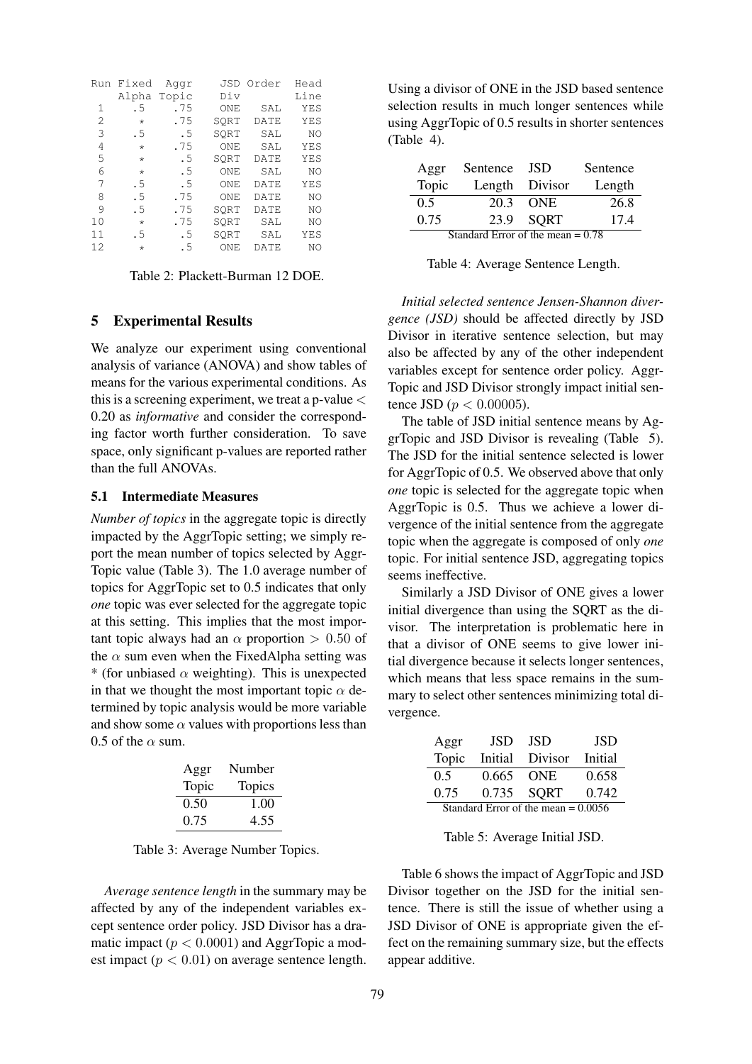| Run | Fixed Alpha | Aggr Topic | JSD Div | Order | Head Line |
|---|---|---|---|---|---|
| 1 | .5 | .75 | ONE | SAL | YES |
| 2 | * | .75 | SQRT | DATE | YES |
| 3 | .5 | .5 | SQRT | SAL | NO |
| 4 | * | .75 | ONE | SAL | YES |
| 5 | * | .5 | SQRT | DATE | YES |
| 6 | * | .5 | ONE | SAL | NO |
| 7 | .5 | .5 | ONE | DATE | YES |
| 8 | .5 | .75 | ONE | DATE | NO |
| 9 | .5 | .75 | SQRT | DATE | NO |
| 10 | * | .75 | SQRT | SAL | NO |
| 11 | .5 | .5 | SQRT | SAL | YES |
| 12 | * | .5 | ONE | DATE | NO |

Table 2: Plackett-Burman 12 DOE.

## 5 Experimental Results

We analyze our experiment using conventional analysis of variance (ANOVA) and show tables of means for the various experimental conditions. As this is a screening experiment, we treat a p-value < 0.20 as *informative* and consider the corresponding factor worth further consideration. To save space, only significant p-values are reported rather than the full ANOVAs.

### 5.1 Intermediate Measures

*Number of topics* in the aggregate topic is directly impacted by the AggrTopic setting; we simply report the mean number of topics selected by AggrTopic value (Table 3). The 1.0 average number of topics for AggrTopic set to 0.5 indicates that only *one* topic was ever selected for the aggregate topic at this setting. This implies that the most important topic always had an $\alpha$ proportion $> 0.50$ of the $\alpha$ sum even when the FixedAlpha setting was * (for unbiased $\alpha$ weighting). This is unexpected in that we thought the most important topic $\alpha$ determined by topic analysis would be more variable and show some $\alpha$ values with proportions less than 0.5 of the $\alpha$ sum.

| Aggr Topic | Number Topics |
|---|---|
| 0.50 | 1.00 |
| 0.75 | 4.55 |

Table 3: Average Number Topics.

*Average sentence length* in the summary may be affected by any of the independent variables except sentence order policy. JSD Divisor has a dramatic impact ($p < 0.0001$) and AggrTopic a modest impact ($p < 0.01$) on average sentence length. Using a divisor of ONE in the JSD based sentence selection results in much longer sentences while using AggrTopic of 0.5 results in shorter sentences (Table 4).

| Aggr Topic | Sentence Length | JSD Divisor | Sentence Length |
|---|---|---|---|
| 0.5 | 20.3 | ONE | 26.8 |
| 0.75 | 23.9 | SQRT | 17.4 |

Standard Error of the mean = 0.78

Table 4: Average Sentence Length.

*Initial selected sentence Jensen-Shannon divergence (JSD)* should be affected directly by JSD Divisor in iterative sentence selection, but may also be affected by any of the other independent variables except for sentence order policy. AggrTopic and JSD Divisor strongly impact initial sentence JSD ($p < 0.00005$).

The table of JSD initial sentence means by AggrTopic and JSD Divisor is revealing (Table 5). The JSD for the initial sentence selected is lower for AggrTopic of 0.5. We observed above that only *one* topic is selected for the aggregate topic when AggrTopic is 0.5. Thus we achieve a lower divergence of the initial sentence from the aggregate topic when the aggregate is composed of only *one* topic. For initial sentence JSD, aggregating topics seems ineffective.

Similarly a JSD Divisor of ONE gives a lower initial divergence than using the SQRT as the divisor. The interpretation is problematic here in that a divisor of ONE seems to give lower initial divergence because it selects longer sentences, which means that less space remains in the summary to select other sentences minimizing total divergence.

| Aggr Topic | JSD Initial | JSD Divisor | JSD Initial |
|---|---|---|---|
| 0.5 | 0.665 | ONE | 0.658 |
| 0.75 | 0.735 | SQRT | 0.742 |

Standard Error of the mean = 0.0056

Table 5: Average Initial JSD.

Table 6 shows the impact of AggrTopic and JSD Divisor together on the JSD for the initial sentence. There is still the issue of whether using a JSD Divisor of ONE is appropriate given the effect on the remaining summary size, but the effects appear additive.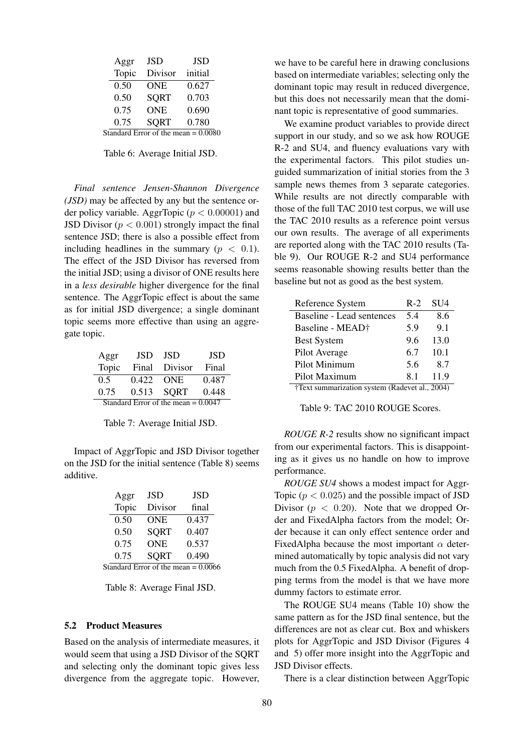| Aggr Topic | JSD Divisor | JSD initial |
|---|---|---|
| 0.50 | ONE | 0.627 |
| 0.50 | SQRT | 0.703 |
| 0.75 | ONE | 0.690 |
| 0.75 | SQRT | 0.780 |

Standard Error of the mean = 0.0080

Table 6: Average Initial JSD.

*Final sentence Jensen-Shannon Divergence (JSD)* may be affected by any but the sentence order policy variable. AggrTopic ($p < 0.00001$) and JSD Divisor ($p < 0.001$) strongly impact the final sentence JSD; there is also a possible effect from including headlines in the summary ($p < 0.1$). The effect of the JSD Divisor has reversed from the initial JSD; using a divisor of ONE results here in a *less desirable* higher divergence for the final sentence. The AggrTopic effect is about the same as for initial JSD divergence; a single dominant topic seems more effective than using an aggregate topic.

| Aggr Topic | JSD Final | JSD Divisor | JSD Final |
|---|---|---|---|
| 0.5 | 0.422 | ONE | 0.487 |
| 0.75 | 0.513 | SQRT | 0.448 |

Standard Error of the mean = 0.0047

Table 7: Average Initial JSD.

Impact of AggrTopic and JSD Divisor together on the JSD for the initial sentence (Table 8) seems additive.

| Aggr Topic | JSD Divisor | JSD final |
|---|---|---|
| 0.50 | ONE | 0.437 |
| 0.50 | SQRT | 0.407 |
| 0.75 | ONE | 0.537 |
| 0.75 | SQRT | 0.490 |

Standard Error of the mean = 0.0066

Table 8: Average Final JSD.

### 5.2 Product Measures

Based on the analysis of intermediate measures, it would seem that using a JSD Divisor of the SQRT and selecting only the dominant topic gives less divergence from the aggregate topic. However, we have to be careful here in drawing conclusions based on intermediate variables; selecting only the dominant topic may result in reduced divergence, but this does not necessarily mean that the dominant topic is representative of good summaries.

We examine product variables to provide direct support in our study, and so we ask how ROUGE R-2 and SU4, and fluency evaluations vary with the experimental factors. This pilot studies unguided summarization of initial stories from the 3 sample news themes from 3 separate categories. While results are not directly comparable with those of the full TAC 2010 test corpus, we will use the TAC 2010 results as a reference point versus our own results. The average of all experiments are reported along with the TAC 2010 results (Table 9). Our ROUGE R-2 and SU4 performance seems reasonable showing results better than the baseline but not as good as the best system.

| Reference System | R-2 | SU4 |
|---|---|---|
| Baseline - Lead sentences | 5.4 | 8.6 |
| Baseline - MEAD† | 5.9 | 9.1 |
| Best System | 9.6 | 13.0 |
| Pilot Average | 6.7 | 10.1 |
| Pilot Minimum | 5.6 | 8.7 |
| Pilot Maximum | 8.1 | 11.9 |

†Text summarization system (Radevet al., 2004)

Table 9: TAC 2010 ROUGE Scores.

*ROUGE R-2* results show no significant impact from our experimental factors. This is disappointing as it gives us no handle on how to improve performance.

*ROUGE SU4* shows a modest impact for AggrTopic ($p < 0.025$) and the possible impact of JSD Divisor ($p < 0.20$). Note that we dropped Order and FixedAlpha factors from the model; Order because it can only effect sentence order and FixedAlpha because the most important $\alpha$ determined automatically by topic analysis did not vary much from the 0.5 FixedAlpha. A benefit of dropping terms from the model is that we have more dummy factors to estimate error.

The ROUGE SU4 means (Table 10) show the same pattern as for the JSD final sentence, but the differences are not as clear cut. Box and whiskers plots for AggrTopic and JSD Divisor (Figures 4 and 5) offer more insight into the AggrTopic and JSD Divisor effects.

There is a clear distinction between AggrTopic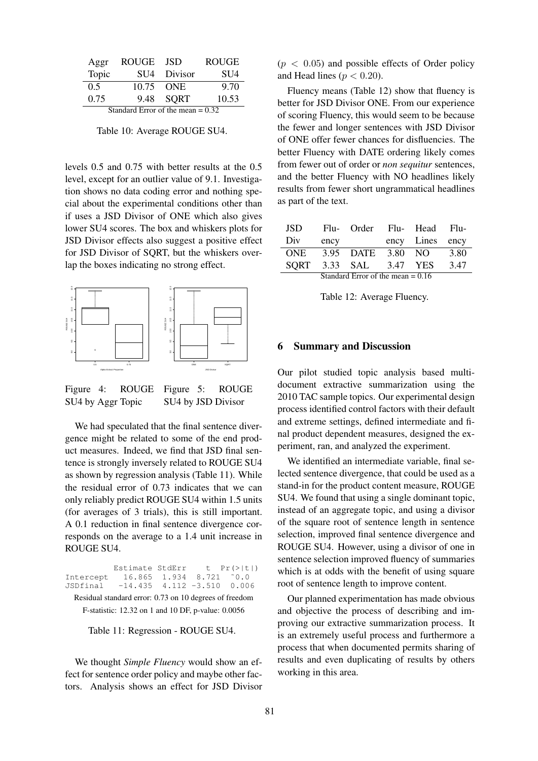| Aggr Topic | ROUGE SU4 | JSD Divisor | ROUGE SU4 |
|---|---|---|---|
| 0.5 | 10.75 | ONE | 9.70 |
| 0.75 | 9.48 | SQRT | 10.53 |
| Standard Error of the mean = 0.32 | | | |

Table 10: Average ROUGE SU4.

levels 0.5 and 0.75 with better results at the 0.5 level, except for an outlier value of 9.1. Investigation shows no data coding error and nothing special about the experimental conditions other than if uses a JSD Divisor of ONE which also gives lower SU4 scores. The box and whiskers plots for JSD Divisor effects also suggest a positive effect for JSD Divisor of SQRT, but the whiskers overlap the boxes indicating no strong effect.

Figure 4: ROUGE SU4 by Aggr Topic

Figure 5: ROUGE SU4 by JSD Divisor

We had speculated that the final sentence divergence might be related to some of the end product measures. Indeed, we find that JSD final sentence is strongly inversely related to ROUGE SU4 as shown by regression analysis (Table 11). While the residual error of 0.73 indicates that we can only reliably predict ROUGE SU4 within 1.5 units (for averages of 3 trials), this is still important. A 0.1 reduction in final sentence divergence corresponds on the average to a 1.4 unit increase in ROUGE SU4.

| | Estimate | StdErr | t | Pr(>\|t\|) |
|---|---|---|---|---|
| Intercept | 16.865 | 1.934 | 8.721 | ~0.0 |
| JSDfinal | -14.435 | 4.112 | -3.510 | 0.006 |

Residual standard error: 0.73 on 10 degrees of freedom

F-statistic: 12.32 on 1 and 10 DF, p-value: 0.0056

Table 11: Regression - ROUGE SU4.

We thought *Simple Fluency* would show an effect for sentence order policy and maybe other factors. Analysis shows an effect for JSD Divisor ($p < 0.05$) and possible effects of Order policy and Head lines ($p < 0.20$).

Fluency means (Table 12) show that fluency is better for JSD Divisor ONE. From our experience of scoring Fluency, this would seem to be because the fewer and longer sentences with JSD Divisor of ONE offer fewer chances for disfluencies. The better Fluency with DATE ordering likely comes from fewer out of order or *non sequitur* sentences, and the better Fluency with NO headlines likely results from fewer short ungrammatical headlines as part of the text.

| JSD Div | Fluency | Order | Fluency | Head Lines | Fluency |
|---|---|---|---|---|---|
| ONE | 3.95 | DATE | 3.80 | NO | 3.80 |
| SQRT | 3.33 | SAL | 3.47 | YES | 3.47 |
| Standard Error of the mean = 0.16 | | | | | |

Table 12: Average Fluency.

## 6 Summary and Discussion

Our pilot studied topic analysis based multi-document extractive summarization using the 2010 TAC sample topics. Our experimental design process identified control factors with their default and extreme settings, defined intermediate and final product dependent measures, designed the experiment, ran, and analyzed the experiment.

We identified an intermediate variable, final selected sentence divergence, that could be used as a stand-in for the product content measure, ROUGE SU4. We found that using a single dominant topic, instead of an aggregate topic, and using a divisor of the square root of sentence length in sentence selection, improved final sentence divergence and ROUGE SU4. However, using a divisor of one in sentence selection improved fluency of summaries which is at odds with the benefit of using square root of sentence length to improve content.

Our planned experimentation has made obvious and objective the process of describing and improving our extractive summarization process. It is an extremely useful process and furthermore a process that when documented permits sharing of results and even duplicating of results by others working in this area.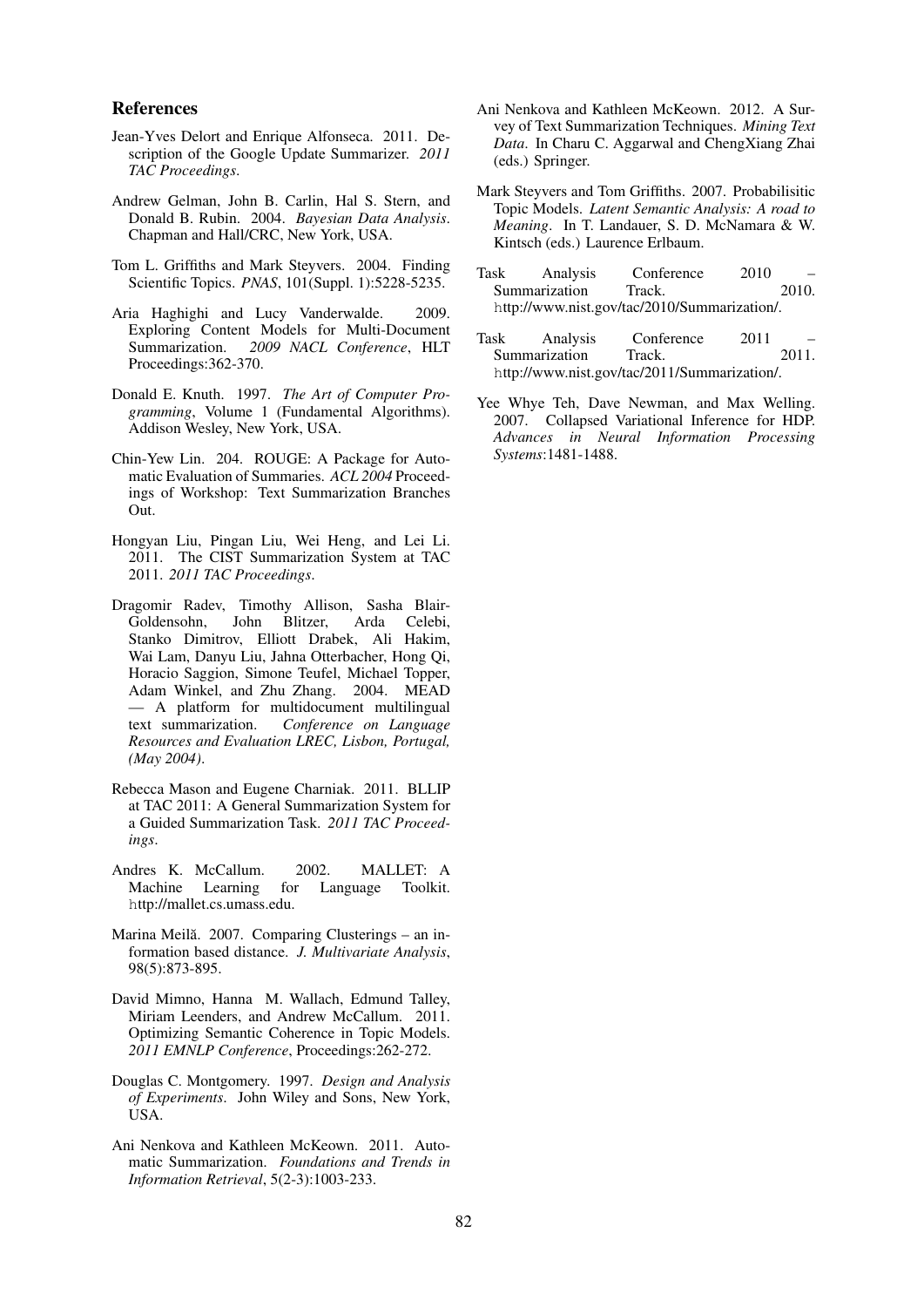## References

Jean-Yves Delort and Enrique Alfonseca. 2011. Description of the Google Update Summarizer. *2011 TAC Proceedings*.

Andrew Gelman, John B. Carlin, Hal S. Stern, and Donald B. Rubin. 2004. *Bayesian Data Analysis*. Chapman and Hall/CRC, New York, USA.

Tom L. Griffiths and Mark Steyvers. 2004. Finding Scientific Topics. *PNAS*, 101(Suppl. 1):5228-5235.

Aria Haghighi and Lucy Vanderwalde. 2009. Exploring Content Models for Multi-Document Summarization. *2009 NACL Conference*, HLT Proceedings:362-370.

Donald E. Knuth. 1997. *The Art of Computer Programming*, Volume 1 (Fundamental Algorithms). Addison Wesley, New York, USA.

Chin-Yew Lin. 204. ROUGE: A Package for Automatic Evaluation of Summaries. *ACL 2004* Proceedings of Workshop: Text Summarization Branches Out.

Hongyan Liu, Pingan Liu, Wei Heng, and Lei Li. 2011. The CIST Summarization System at TAC 2011. *2011 TAC Proceedings*.

Dragomir Radev, Timothy Allison, Sasha Blair-Goldensohn, John Blitzer, Arda Celebi, Stanko Dimitrov, Elliott Drabek, Ali Hakim, Wai Lam, Danyu Liu, Jahna Otterbacher, Hong Qi, Horacio Saggion, Simone Teufel, Michael Topper, Adam Winkel, and Zhu Zhang. 2004. MEAD — A platform for multidocument multilingual text summarization. *Conference on Language Resources and Evaluation LREC, Lisbon, Portugal, (May 2004)*.

Rebecca Mason and Eugene Charniak. 2011. BLLIP at TAC 2011: A General Summarization System for a Guided Summarization Task. *2011 TAC Proceedings*.

Andres K. McCallum. 2002. MALLET: A Machine Learning for Language Toolkit. http://mallet.cs.umass.edu.

Marina Meilă. 2007. Comparing Clusterings – an information based distance. *J. Multivariate Analysis*, 98(5):873-895.

David Mimno, Hanna M. Wallach, Edmund Talley, Miriam Leenders, and Andrew McCallum. 2011. Optimizing Semantic Coherence in Topic Models. *2011 EMNLP Conference*, Proceedings:262-272.

Douglas C. Montgomery. 1997. *Design and Analysis of Experiments*. John Wiley and Sons, New York, USA.

Ani Nenkova and Kathleen McKeown. 2011. Automatic Summarization. *Foundations and Trends in Information Retrieval*, 5(2-3):1003-233.

Ani Nenkova and Kathleen McKeown. 2012. A Survey of Text Summarization Techniques. *Mining Text Data*. In Charu C. Aggarwal and ChengXiang Zhai (eds.) Springer.

Mark Steyvers and Tom Griffiths. 2007. Probabilisitic Topic Models. *Latent Semantic Analysis: A road to Meaning*. In T. Landauer, S. D. McNamara & W. Kintsch (eds.) Laurence Erlbaum.

Task Analysis Conference 2010 – Summarization Track. 2010. http://www.nist.gov/tac/2010/Summarization/.

Task Analysis Conference 2011 – Summarization Track. 2011. http://www.nist.gov/tac/2011/Summarization/.

Yee Whye Teh, Dave Newman, and Max Welling. 2007. Collapsed Variational Inference for HDP. *Advances in Neural Information Processing Systems*:1481-1488.